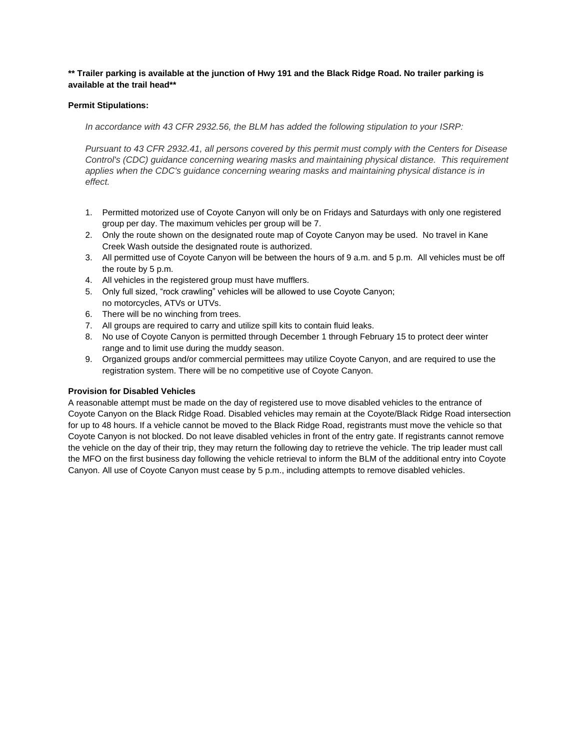**** Trailer parking is available at the junction of Hwy 191 and the Black Ridge Road. No trailer parking is available at the trail head****

**Permit Stipulations:**

*In accordance with 43 CFR 2932.56, the BLM has added the following stipulation to your ISRP:*

*Pursuant to 43 CFR 2932.41, all persons covered by this permit must comply with the Centers for Disease Control's (CDC) guidance concerning wearing masks and maintaining physical distance. This requirement applies when the CDC's guidance concerning wearing masks and maintaining physical distance is in effect.*

1. Permitted motorized use of Coyote Canyon will only be on Fridays and Saturdays with only one registered group per day. The maximum vehicles per group will be 7.
2. Only the route shown on the designated route map of Coyote Canyon may be used. No travel in Kane Creek Wash outside the designated route is authorized.
3. All permitted use of Coyote Canyon will be between the hours of 9 a.m. and 5 p.m. All vehicles must be off the route by 5 p.m.
4. All vehicles in the registered group must have mufflers.
5. Only full sized, "rock crawling" vehicles will be allowed to use Coyote Canyon; no motorcycles, ATVs or UTVs.
6. There will be no winching from trees.
7. All groups are required to carry and utilize spill kits to contain fluid leaks.
8. No use of Coyote Canyon is permitted through December 1 through February 15 to protect deer winter range and to limit use during the muddy season.
9. Organized groups and/or commercial permittees may utilize Coyote Canyon, and are required to use the registration system. There will be no competitive use of Coyote Canyon.

**Provision for Disabled Vehicles**

A reasonable attempt must be made on the day of registered use to move disabled vehicles to the entrance of Coyote Canyon on the Black Ridge Road. Disabled vehicles may remain at the Coyote/Black Ridge Road intersection for up to 48 hours. If a vehicle cannot be moved to the Black Ridge Road, registrants must move the vehicle so that Coyote Canyon is not blocked. Do not leave disabled vehicles in front of the entry gate. If registrants cannot remove the vehicle on the day of their trip, they may return the following day to retrieve the vehicle. The trip leader must call the MFO on the first business day following the vehicle retrieval to inform the BLM of the additional entry into Coyote Canyon. All use of Coyote Canyon must cease by 5 p.m., including attempts to remove disabled vehicles.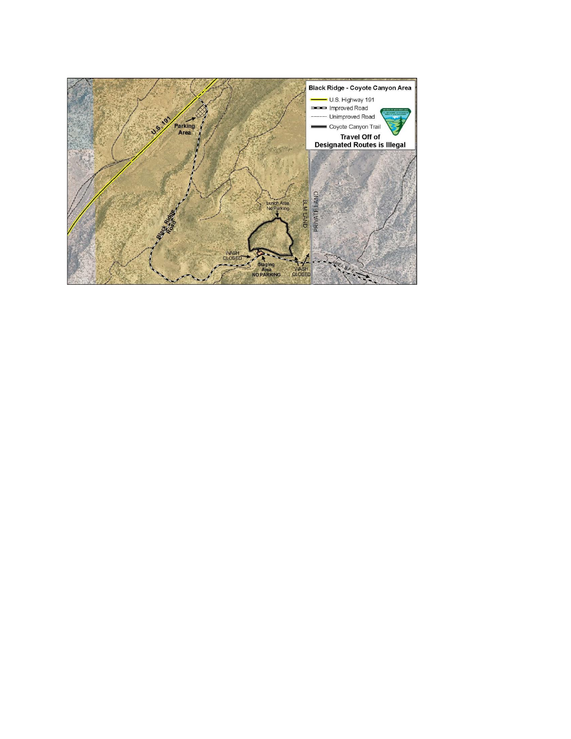Black Ridge - Coyote Canyon Area

U.S. Highway 191

Improved Road

Unimproved Road

Coyote Canyon Trail

Travel Off of Designated Routes is Illegal

U.S. 191

Parking Area

Black Ridge Road

Lunch Area No Parking

BLM LAND

PRIVATE LAND

WASH CLOSED

Staging Area NO PARKING

WASH CLOSED

AREA B.F.E.